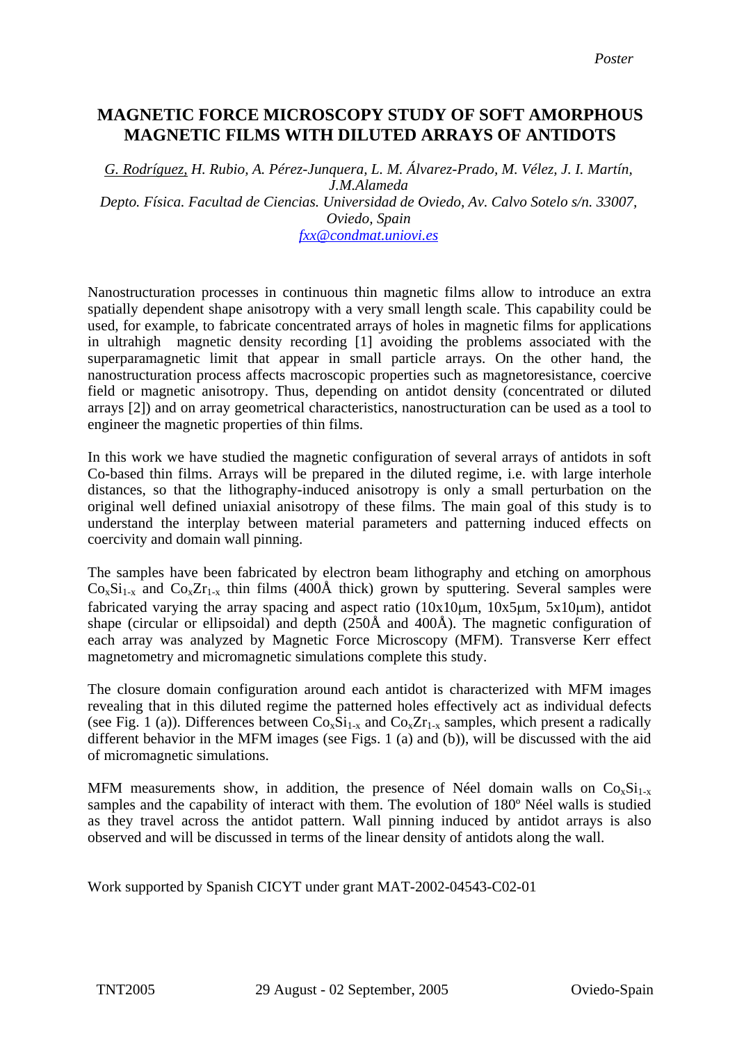*Poster*

# MAGNETIC FORCE MICROSCOPY STUDY OF SOFT AMORPHOUS MAGNETIC FILMS WITH DILUTED ARRAYS OF ANTIDOTS

*G. Rodríguez, H. Rubio, A. Pérez-Junquera, L. M. Álvarez-Prado, M. Vélez, J. I. Martín, J.M.Alameda*

*Depto. Física. Facultad de Ciencias. Universidad de Oviedo, Av. Calvo Sotelo s/n. 33007, Oviedo, Spain*

*fxx@condmat.uniovi.es*

Nanostructuration processes in continuous thin magnetic films allow to introduce an extra spatially dependent shape anisotropy with a very small length scale. This capability could be used, for example, to fabricate concentrated arrays of holes in magnetic films for applications in ultrahigh magnetic density recording [1] avoiding the problems associated with the superparamagnetic limit that appear in small particle arrays. On the other hand, the nanostructuration process affects macroscopic properties such as magnetoresistance, coercive field or magnetic anisotropy. Thus, depending on antidot density (concentrated or diluted arrays [2]) and on array geometrical characteristics, nanostructuration can be used as a tool to engineer the magnetic properties of thin films.

In this work we have studied the magnetic configuration of several arrays of antidots in soft Co-based thin films. Arrays will be prepared in the diluted regime, i.e. with large interhole distances, so that the lithography-induced anisotropy is only a small perturbation on the original well defined uniaxial anisotropy of these films. The main goal of this study is to understand the interplay between material parameters and patterning induced effects on coercivity and domain wall pinning.

The samples have been fabricated by electron beam lithography and etching on amorphous $Co_xSi_{1-x}$ and $Co_xZr_{1-x}$ thin films (400Å thick) grown by sputtering. Several samples were fabricated varying the array spacing and aspect ratio (10x10μm, 10x5μm, 5x10μm), antidot shape (circular or ellipsoidal) and depth (250Å and 400Å). The magnetic configuration of each array was analyzed by Magnetic Force Microscopy (MFM). Transverse Kerr effect magnetometry and micromagnetic simulations complete this study.

The closure domain configuration around each antidot is characterized with MFM images revealing that in this diluted regime the patterned holes effectively act as individual defects (see Fig. 1 (a)). Differences between $Co_xSi_{1-x}$ and $Co_xZr_{1-x}$ samples, which present a radically different behavior in the MFM images (see Figs. 1 (a) and (b)), will be discussed with the aid of micromagnetic simulations.

MFM measurements show, in addition, the presence of Néel domain walls on $Co_xSi_{1-x}$ samples and the capability of interact with them. The evolution of 180º Néel walls is studied as they travel across the antidot pattern. Wall pinning induced by antidot arrays is also observed and will be discussed in terms of the linear density of antidots along the wall.

Work supported by Spanish CICYT under grant MAT-2002-04543-C02-01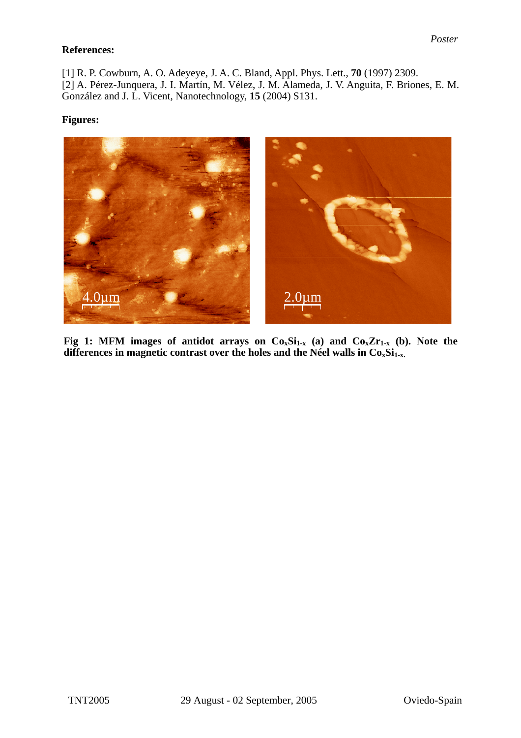**References:**

[1] R. P. Cowburn, A. O. Adeyeye, J. A. C. Bland, Appl. Phys. Lett., **70** (1997) 2309.
[2] A. Pérez-Junquera, J. I. Martín, M. Vélez, J. M. Alameda, J. V. Anguita, F. Briones, E. M. González and J. L. Vicent, Nanotechnology, **15** (2004) S131.

**Figures:**

4.0µm

2.0µm

**Fig 1: MFM images of antidot arrays on $Co_xSi_{1-x}$ (a) and $Co_xZr_{1-x}$ (b). Note the differences in magnetic contrast over the holes and the Néel walls in $Co_xSi_{1-x}$.**